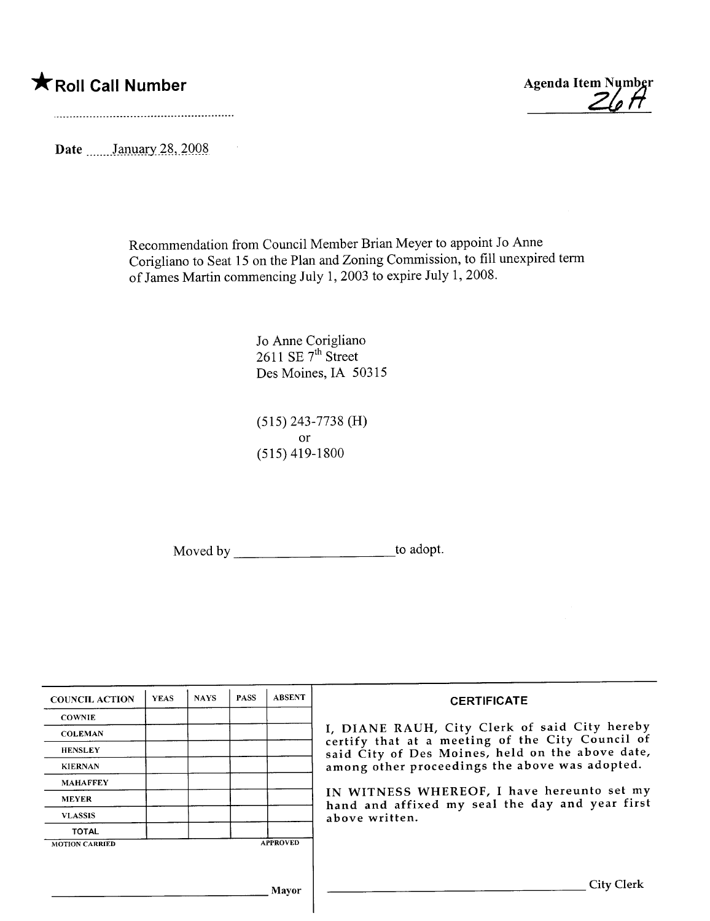★ **Roll Call Number**

**Agenda Item Number**
26A

**Date** January 28, 2008

Recommendation from Council Member Brian Meyer to appoint Jo Anne Corigliano to Seat 15 on the Plan and Zoning Commission, to fill unexpired term of James Martin commencing July 1, 2003 to expire July 1, 2008.

Jo Anne Corigliano
2611 SE 7th Street
Des Moines, IA 50315

(515) 243-7738 (H)
or
(515) 419-1800

Moved by ______________________ to adopt.

| COUNCIL ACTION | YEAS | NAYS | PASS | ABSENT |
| --- | --- | --- | --- | --- |
| COWNIE | | | | |
| COLEMAN | | | | |
| HENSLEY | | | | |
| KIERNAN | | | | |
| MAHAFFEY | | | | |
| MEYER | | | | |
| VLASSIS | | | | |
| TOTAL | | | | |

MOTION CARRIED APPROVED

______________________________ Mayor

**CERTIFICATE**

I, DIANE RAUH, City Clerk of said City hereby certify that at a meeting of the City Council of said City of Des Moines, held on the above date, among other proceedings the above was adopted.

IN WITNESS WHEREOF, I have hereunto set my hand and affixed my seal the day and year first above written.

______________________________ City Clerk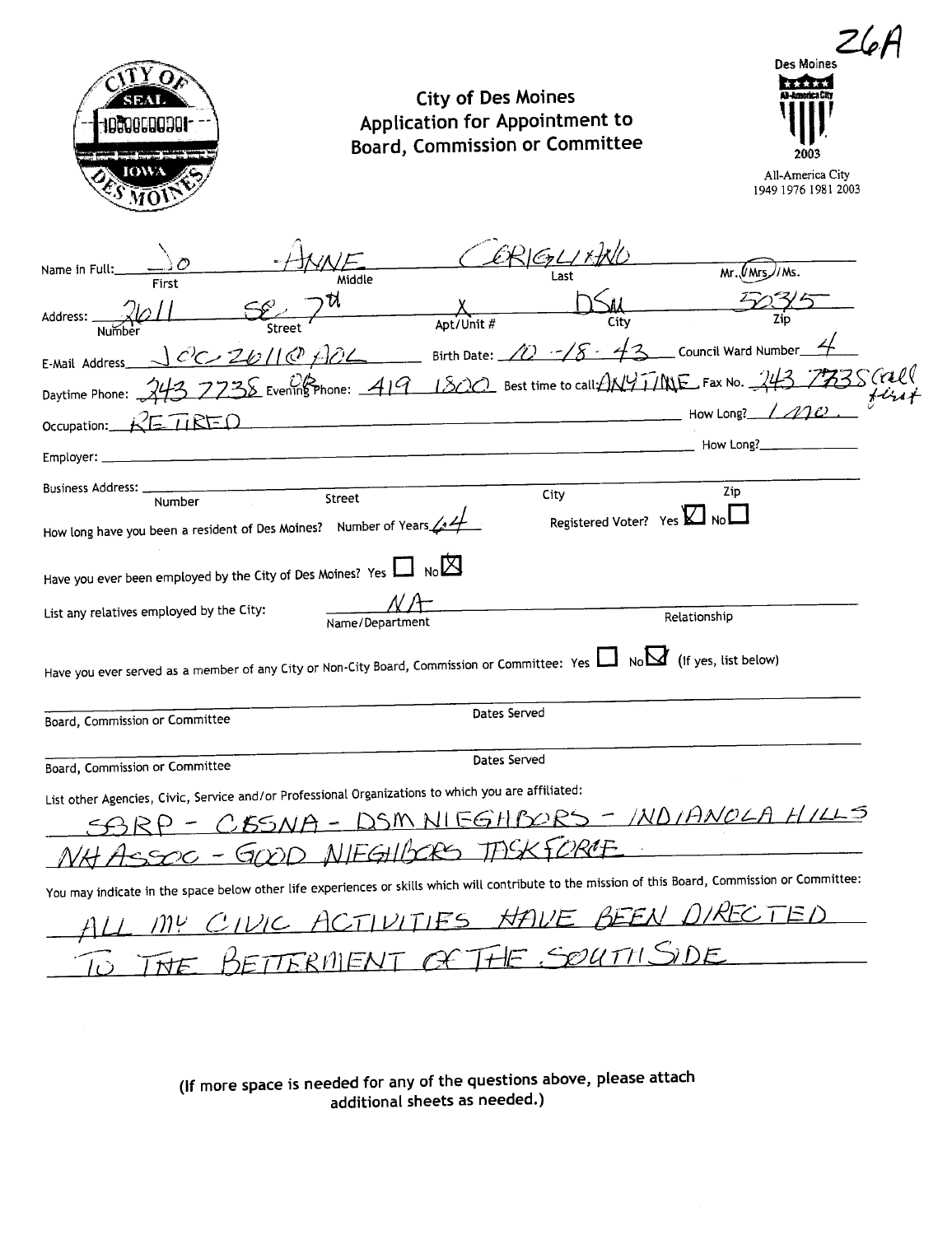26A

City of Des Moines
Application for Appointment to
Board, Commission or Committee

Des Moines
All-America City
2003
All-America City
1949 1976 1981 2003

Name in Full: JO (First) ANNE (Middle) CERIGLIANO (Last) Mr./Mrs./Ms. (Mrs circled)

Address: 2611 (Number) SE 7th (Street) X (Apt/Unit #) DSM (City) 50315 (Zip)

E-Mail Address: JCC2611@AOL Birth Date: 10-18-43 Council Ward Number: 4

Daytime Phone: 243 7738 Evening Phone: OR 419 1800 Best time to call: ANYTIME Fax No. 243 7738 (call first)

Occupation: RETIRED How Long? 1 MO.

Employer: How Long?

Business Address: Number Street City Zip

How long have you been a resident of Des Moines? Number of Years 64 Registered Voter? Yes ☒ No ☐

Have you ever been employed by the City of Des Moines? Yes ☐ No ☒

List any relatives employed by the City: NA (Name/Department) Relationship

Have you ever served as a member of any City or Non-City Board, Commission or Committee: Yes ☐ No ☒ (If yes, list below)

Board, Commission or Committee Dates Served

Board, Commission or Committee Dates Served

List other Agencies, Civic, Service and/or Professional Organizations to which you are affiliated:

SBRP - CBSNA - DSM NIEGHBORS - INDIANOLA HILLS NH ASSOC - GOOD NIEGHBORS TASKFORCE

You may indicate in the space below other life experiences or skills which will contribute to the mission of this Board, Commission or Committee:

ALL MY CIVIC ACTIVITIES HAVE BEEN DIRECTED TO THE BETTERMENT OF THE SOUTHSIDE

(If more space is needed for any of the questions above, please attach additional sheets as needed.)